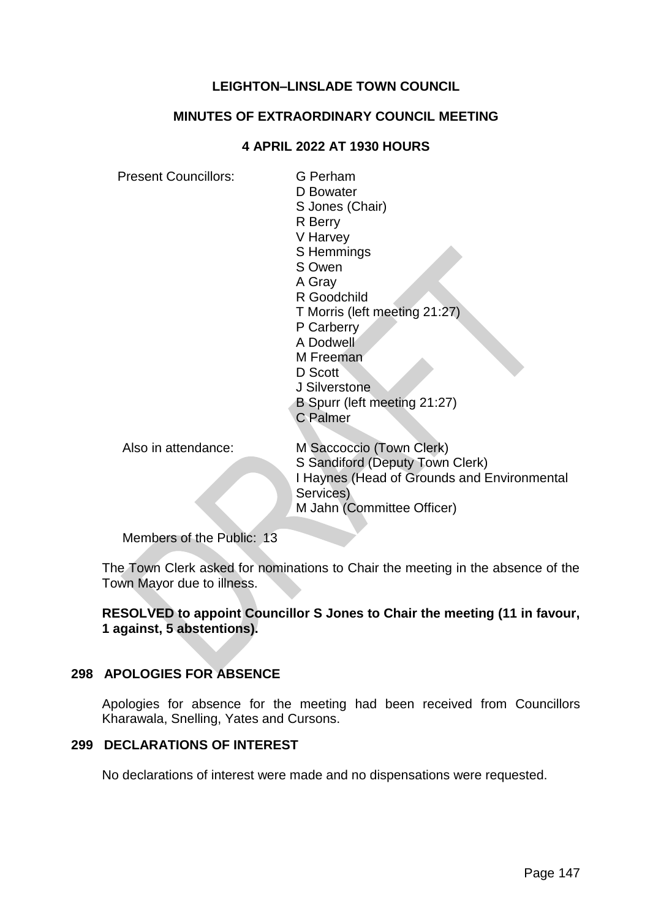**LEIGHTON–LINSLADE TOWN COUNCIL**

**MINUTES OF EXTRAORDINARY COUNCIL MEETING**

**4 APRIL 2022 AT 1930 HOURS**

Present Councillors:

- G Perham
- D Bowater
- S Jones (Chair)
- R Berry
- V Harvey
- S Hemmings
- S Owen
- A Gray
- R Goodchild
- T Morris (left meeting 21:27)
- P Carberry
- A Dodwell
- M Freeman
- D Scott
- J Silverstone
- B Spurr (left meeting 21:27)
- C Palmer

Also in attendance:

- M Saccoccio (Town Clerk)
- S Sandiford (Deputy Town Clerk)
- I Haynes (Head of Grounds and Environmental Services)
- M Jahn (Committee Officer)

Members of the Public: 13

The Town Clerk asked for nominations to Chair the meeting in the absence of the Town Mayor due to illness.

**RESOLVED to appoint Councillor S Jones to Chair the meeting (11 in favour, 1 against, 5 abstentions).**

## 298 APOLOGIES FOR ABSENCE

Apologies for absence for the meeting had been received from Councillors Kharawala, Snelling, Yates and Cursons.

## 299 DECLARATIONS OF INTEREST

No declarations of interest were made and no dispensations were requested.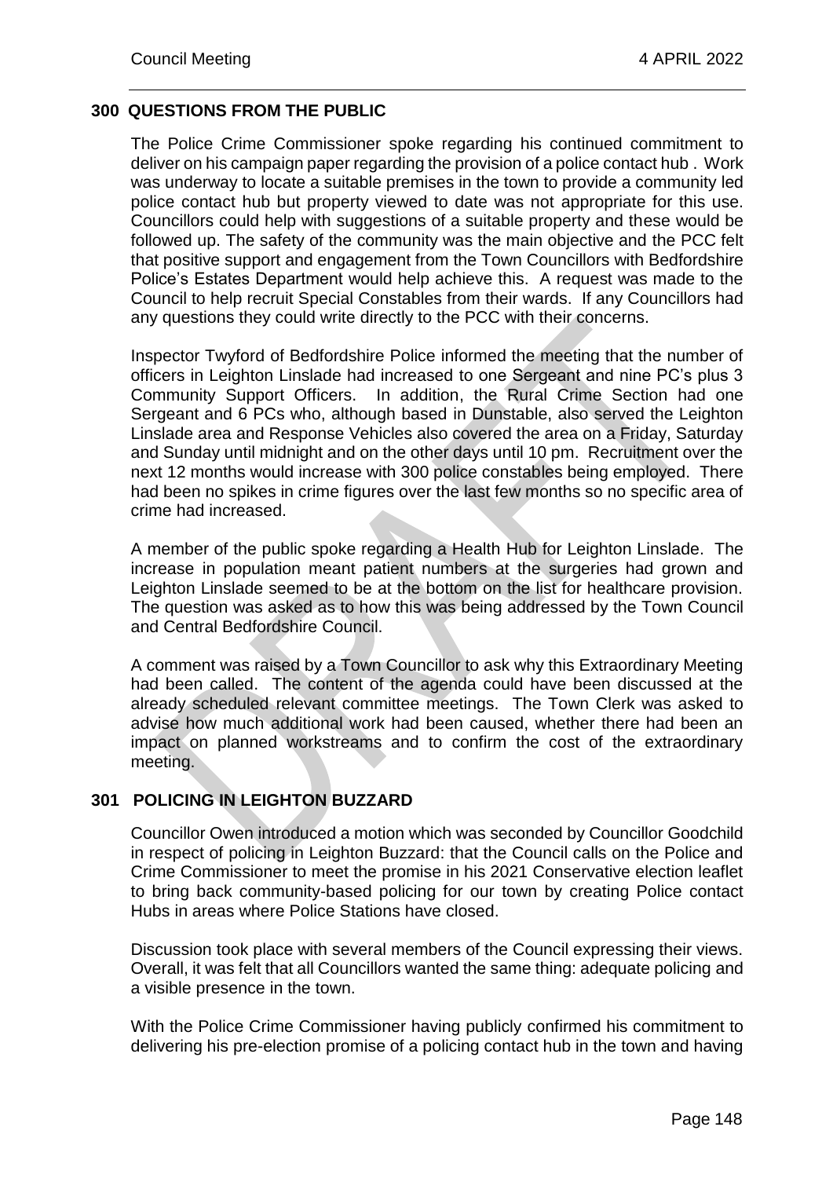## 300 QUESTIONS FROM THE PUBLIC

The Police Crime Commissioner spoke regarding his continued commitment to deliver on his campaign paper regarding the provision of a police contact hub . Work was underway to locate a suitable premises in the town to provide a community led police contact hub but property viewed to date was not appropriate for this use. Councillors could help with suggestions of a suitable property and these would be followed up. The safety of the community was the main objective and the PCC felt that positive support and engagement from the Town Councillors with Bedfordshire Police's Estates Department would help achieve this. A request was made to the Council to help recruit Special Constables from their wards. If any Councillors had any questions they could write directly to the PCC with their concerns.

Inspector Twyford of Bedfordshire Police informed the meeting that the number of officers in Leighton Linslade had increased to one Sergeant and nine PC's plus 3 Community Support Officers. In addition, the Rural Crime Section had one Sergeant and 6 PCs who, although based in Dunstable, also served the Leighton Linslade area and Response Vehicles also covered the area on a Friday, Saturday and Sunday until midnight and on the other days until 10 pm. Recruitment over the next 12 months would increase with 300 police constables being employed. There had been no spikes in crime figures over the last few months so no specific area of crime had increased.

A member of the public spoke regarding a Health Hub for Leighton Linslade. The increase in population meant patient numbers at the surgeries had grown and Leighton Linslade seemed to be at the bottom on the list for healthcare provision. The question was asked as to how this was being addressed by the Town Council and Central Bedfordshire Council.

A comment was raised by a Town Councillor to ask why this Extraordinary Meeting had been called. The content of the agenda could have been discussed at the already scheduled relevant committee meetings. The Town Clerk was asked to advise how much additional work had been caused, whether there had been an impact on planned workstreams and to confirm the cost of the extraordinary meeting.

## 301 POLICING IN LEIGHTON BUZZARD

Councillor Owen introduced a motion which was seconded by Councillor Goodchild in respect of policing in Leighton Buzzard: that the Council calls on the Police and Crime Commissioner to meet the promise in his 2021 Conservative election leaflet to bring back community-based policing for our town by creating Police contact Hubs in areas where Police Stations have closed.

Discussion took place with several members of the Council expressing their views. Overall, it was felt that all Councillors wanted the same thing: adequate policing and a visible presence in the town.

With the Police Crime Commissioner having publicly confirmed his commitment to delivering his pre-election promise of a policing contact hub in the town and having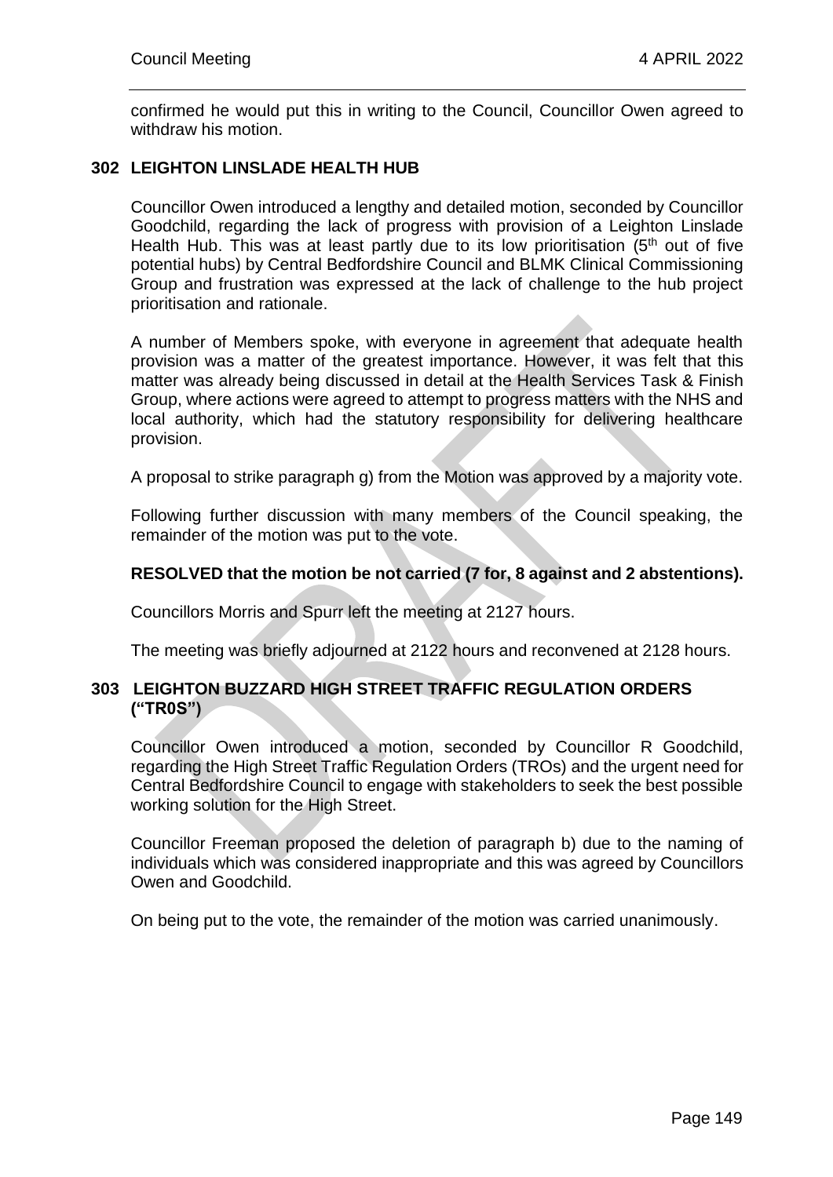confirmed he would put this in writing to the Council, Councillor Owen agreed to withdraw his motion.

## 302 LEIGHTON LINSLADE HEALTH HUB

Councillor Owen introduced a lengthy and detailed motion, seconded by Councillor Goodchild, regarding the lack of progress with provision of a Leighton Linslade Health Hub. This was at least partly due to its low prioritisation (5th out of five potential hubs) by Central Bedfordshire Council and BLMK Clinical Commissioning Group and frustration was expressed at the lack of challenge to the hub project prioritisation and rationale.

A number of Members spoke, with everyone in agreement that adequate health provision was a matter of the greatest importance. However, it was felt that this matter was already being discussed in detail at the Health Services Task & Finish Group, where actions were agreed to attempt to progress matters with the NHS and local authority, which had the statutory responsibility for delivering healthcare provision.

A proposal to strike paragraph g) from the Motion was approved by a majority vote.

Following further discussion with many members of the Council speaking, the remainder of the motion was put to the vote.

**RESOLVED that the motion be not carried (7 for, 8 against and 2 abstentions).**

Councillors Morris and Spurr left the meeting at 2127 hours.

The meeting was briefly adjourned at 2122 hours and reconvened at 2128 hours.

## 303 LEIGHTON BUZZARD HIGH STREET TRAFFIC REGULATION ORDERS ("TR0S")

Councillor Owen introduced a motion, seconded by Councillor R Goodchild, regarding the High Street Traffic Regulation Orders (TROs) and the urgent need for Central Bedfordshire Council to engage with stakeholders to seek the best possible working solution for the High Street.

Councillor Freeman proposed the deletion of paragraph b) due to the naming of individuals which was considered inappropriate and this was agreed by Councillors Owen and Goodchild.

On being put to the vote, the remainder of the motion was carried unanimously.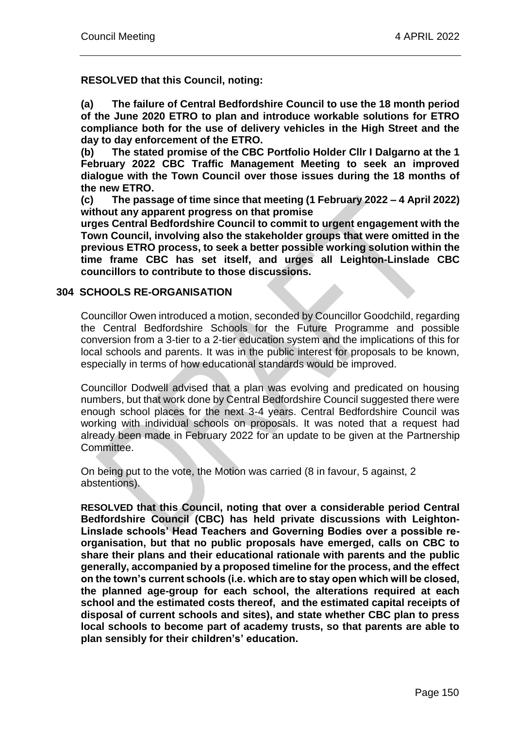**RESOLVED that this Council, noting:**

**(a) The failure of Central Bedfordshire Council to use the 18 month period of the June 2020 ETRO to plan and introduce workable solutions for ETRO compliance both for the use of delivery vehicles in the High Street and the day to day enforcement of the ETRO.**

**(b) The stated promise of the CBC Portfolio Holder Cllr I Dalgarno at the 1 February 2022 CBC Traffic Management Meeting to seek an improved dialogue with the Town Council over those issues during the 18 months of the new ETRO.**

**(c) The passage of time since that meeting (1 February 2022 – 4 April 2022) without any apparent progress on that promise**

**urges Central Bedfordshire Council to commit to urgent engagement with the Town Council, involving also the stakeholder groups that were omitted in the previous ETRO process, to seek a better possible working solution within the time frame CBC has set itself, and urges all Leighton-Linslade CBC councillors to contribute to those discussions.**

## 304 SCHOOLS RE-ORGANISATION

Councillor Owen introduced a motion, seconded by Councillor Goodchild, regarding the Central Bedfordshire Schools for the Future Programme and possible conversion from a 3-tier to a 2-tier education system and the implications of this for local schools and parents. It was in the public interest for proposals to be known, especially in terms of how educational standards would be improved.

Councillor Dodwell advised that a plan was evolving and predicated on housing numbers, but that work done by Central Bedfordshire Council suggested there were enough school places for the next 3-4 years. Central Bedfordshire Council was working with individual schools on proposals. It was noted that a request had already been made in February 2022 for an update to be given at the Partnership Committee.

On being put to the vote, the Motion was carried (8 in favour, 5 against, 2 abstentions).

**RESOLVED that this Council, noting that over a considerable period Central Bedfordshire Council (CBC) has held private discussions with Leighton-Linslade schools' Head Teachers and Governing Bodies over a possible re-organisation, but that no public proposals have emerged, calls on CBC to share their plans and their educational rationale with parents and the public generally, accompanied by a proposed timeline for the process, and the effect on the town's current schools (i.e. which are to stay open which will be closed, the planned age-group for each school, the alterations required at each school and the estimated costs thereof, and the estimated capital receipts of disposal of current schools and sites), and state whether CBC plan to press local schools to become part of academy trusts, so that parents are able to plan sensibly for their children's' education.**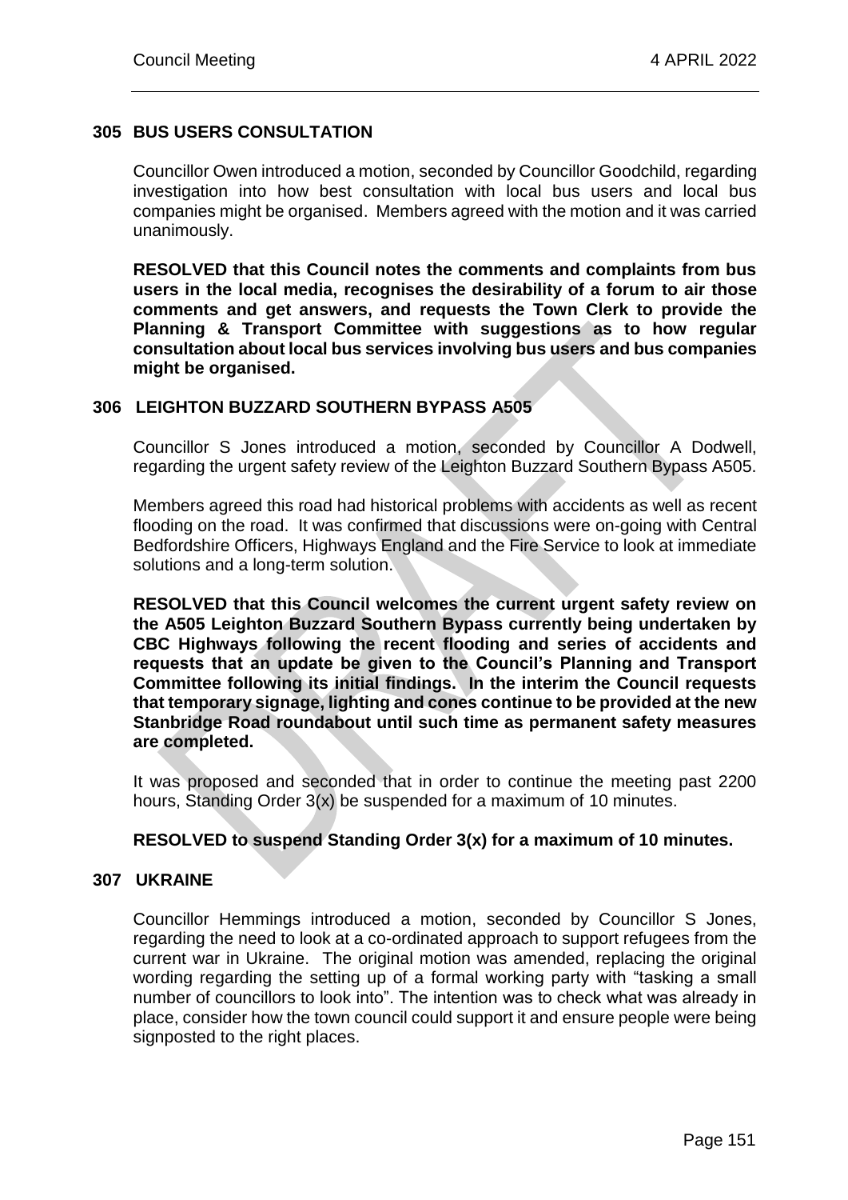## 305 BUS USERS CONSULTATION

Councillor Owen introduced a motion, seconded by Councillor Goodchild, regarding investigation into how best consultation with local bus users and local bus companies might be organised. Members agreed with the motion and it was carried unanimously.

**RESOLVED that this Council notes the comments and complaints from bus users in the local media, recognises the desirability of a forum to air those comments and get answers, and requests the Town Clerk to provide the Planning & Transport Committee with suggestions as to how regular consultation about local bus services involving bus users and bus companies might be organised.**

## 306 LEIGHTON BUZZARD SOUTHERN BYPASS A505

Councillor S Jones introduced a motion, seconded by Councillor A Dodwell, regarding the urgent safety review of the Leighton Buzzard Southern Bypass A505.

Members agreed this road had historical problems with accidents as well as recent flooding on the road. It was confirmed that discussions were on-going with Central Bedfordshire Officers, Highways England and the Fire Service to look at immediate solutions and a long-term solution.

**RESOLVED that this Council welcomes the current urgent safety review on the A505 Leighton Buzzard Southern Bypass currently being undertaken by CBC Highways following the recent flooding and series of accidents and requests that an update be given to the Council's Planning and Transport Committee following its initial findings. In the interim the Council requests that temporary signage, lighting and cones continue to be provided at the new Stanbridge Road roundabout until such time as permanent safety measures are completed.**

It was proposed and seconded that in order to continue the meeting past 2200 hours, Standing Order 3(x) be suspended for a maximum of 10 minutes.

**RESOLVED to suspend Standing Order 3(x) for a maximum of 10 minutes.**

## 307 UKRAINE

Councillor Hemmings introduced a motion, seconded by Councillor S Jones, regarding the need to look at a co-ordinated approach to support refugees from the current war in Ukraine. The original motion was amended, replacing the original wording regarding the setting up of a formal working party with "tasking a small number of councillors to look into". The intention was to check what was already in place, consider how the town council could support it and ensure people were being signposted to the right places.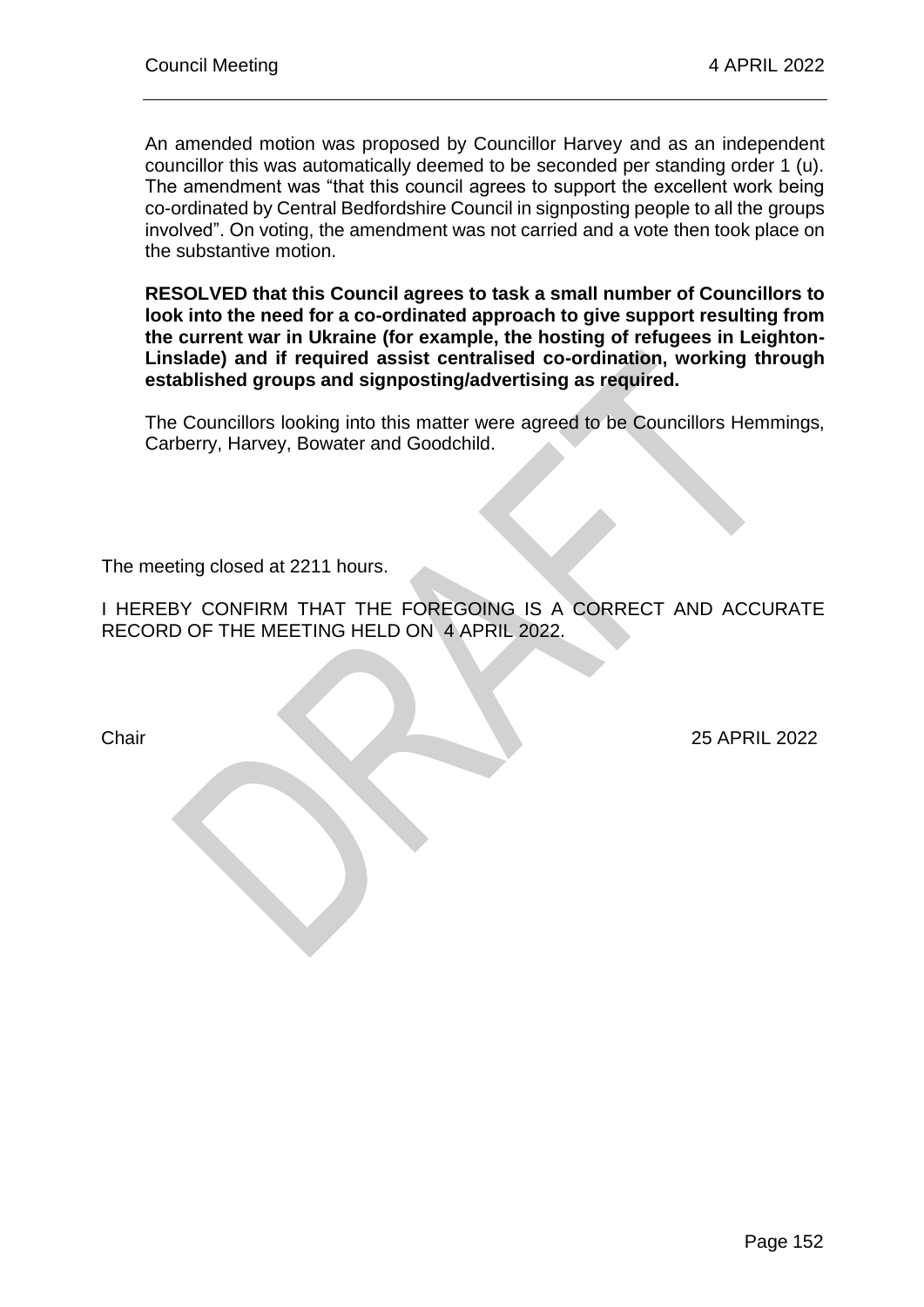An amended motion was proposed by Councillor Harvey and as an independent councillor this was automatically deemed to be seconded per standing order 1 (u). The amendment was "that this council agrees to support the excellent work being co-ordinated by Central Bedfordshire Council in signposting people to all the groups involved". On voting, the amendment was not carried and a vote then took place on the substantive motion.

**RESOLVED that this Council agrees to task a small number of Councillors to look into the need for a co-ordinated approach to give support resulting from the current war in Ukraine (for example, the hosting of refugees in Leighton-Linslade) and if required assist centralised co-ordination, working through established groups and signposting/advertising as required.**

The Councillors looking into this matter were agreed to be Councillors Hemmings, Carberry, Harvey, Bowater and Goodchild.

The meeting closed at 2211 hours.

I HEREBY CONFIRM THAT THE FOREGOING IS A CORRECT AND ACCURATE RECORD OF THE MEETING HELD ON 4 APRIL 2022.

Chair 25 APRIL 2022